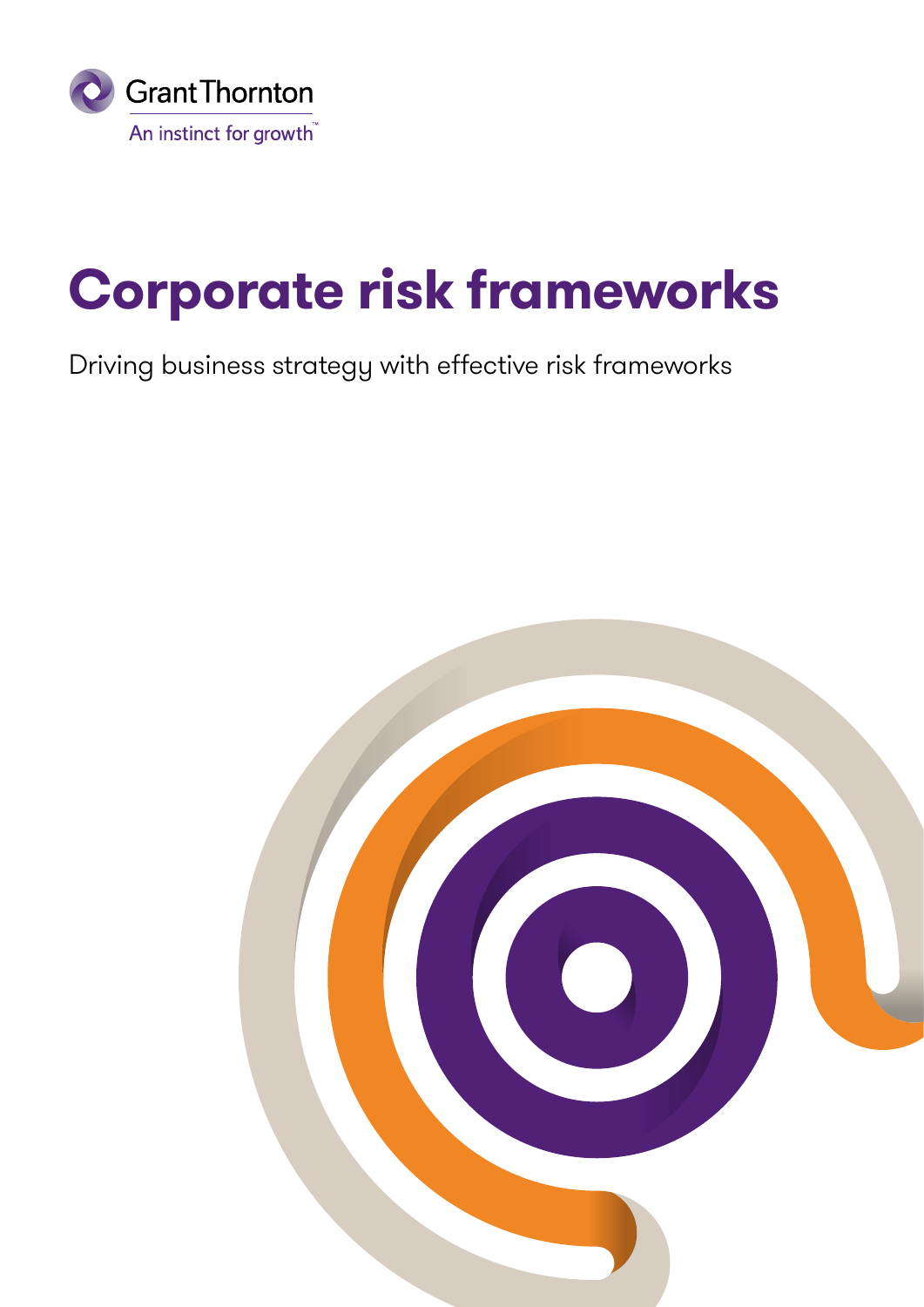Grant Thornton

An instinct for growth™

# Corporate risk frameworks

Driving business strategy with effective risk frameworks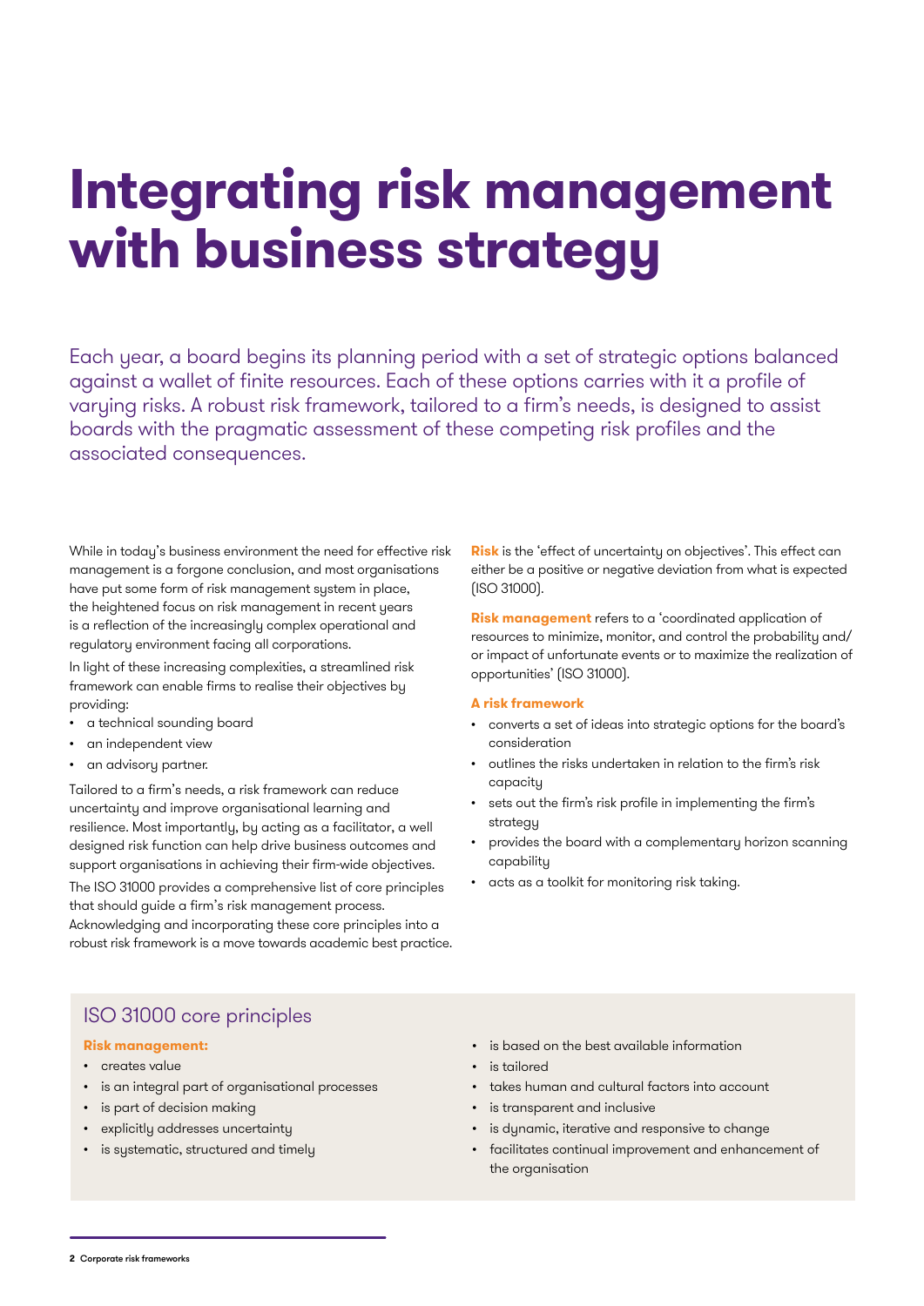# Integrating risk management with business strategy

Each year, a board begins its planning period with a set of strategic options balanced against a wallet of finite resources. Each of these options carries with it a profile of varying risks. A robust risk framework, tailored to a firm's needs, is designed to assist boards with the pragmatic assessment of these competing risk profiles and the associated consequences.

While in today's business environment the need for effective risk management is a forgone conclusion, and most organisations have put some form of risk management system in place, the heightened focus on risk management in recent years is a reflection of the increasingly complex operational and regulatory environment facing all corporations.

In light of these increasing complexities, a streamlined risk framework can enable firms to realise their objectives by providing:

- a technical sounding board
- an independent view
- an advisory partner.

Tailored to a firm's needs, a risk framework can reduce uncertainty and improve organisational learning and resilience. Most importantly, by acting as a facilitator, a well designed risk function can help drive business outcomes and support organisations in achieving their firm-wide objectives.

The ISO 31000 provides a comprehensive list of core principles that should guide a firm's risk management process. Acknowledging and incorporating these core principles into a robust risk framework is a move towards academic best practice.

**Risk** is the 'effect of uncertainty on objectives'. This effect can either be a positive or negative deviation from what is expected (ISO 31000).

**Risk management** refers to a 'coordinated application of resources to minimize, monitor, and control the probability and/or impact of unfortunate events or to maximize the realization of opportunities' (ISO 31000).

**A risk framework**

- converts a set of ideas into strategic options for the board's consideration
- outlines the risks undertaken in relation to the firm's risk capacity
- sets out the firm's risk profile in implementing the firm's strategy
- provides the board with a complementary horizon scanning capability
- acts as a toolkit for monitoring risk taking.

## ISO 31000 core principles

**Risk management:**

- creates value
- is an integral part of organisational processes
- is part of decision making
- explicitly addresses uncertainty
- is systematic, structured and timely
- is based on the best available information
- is tailored
- takes human and cultural factors into account
- is transparent and inclusive
- is dynamic, iterative and responsive to change
- facilitates continual improvement and enhancement of the organisation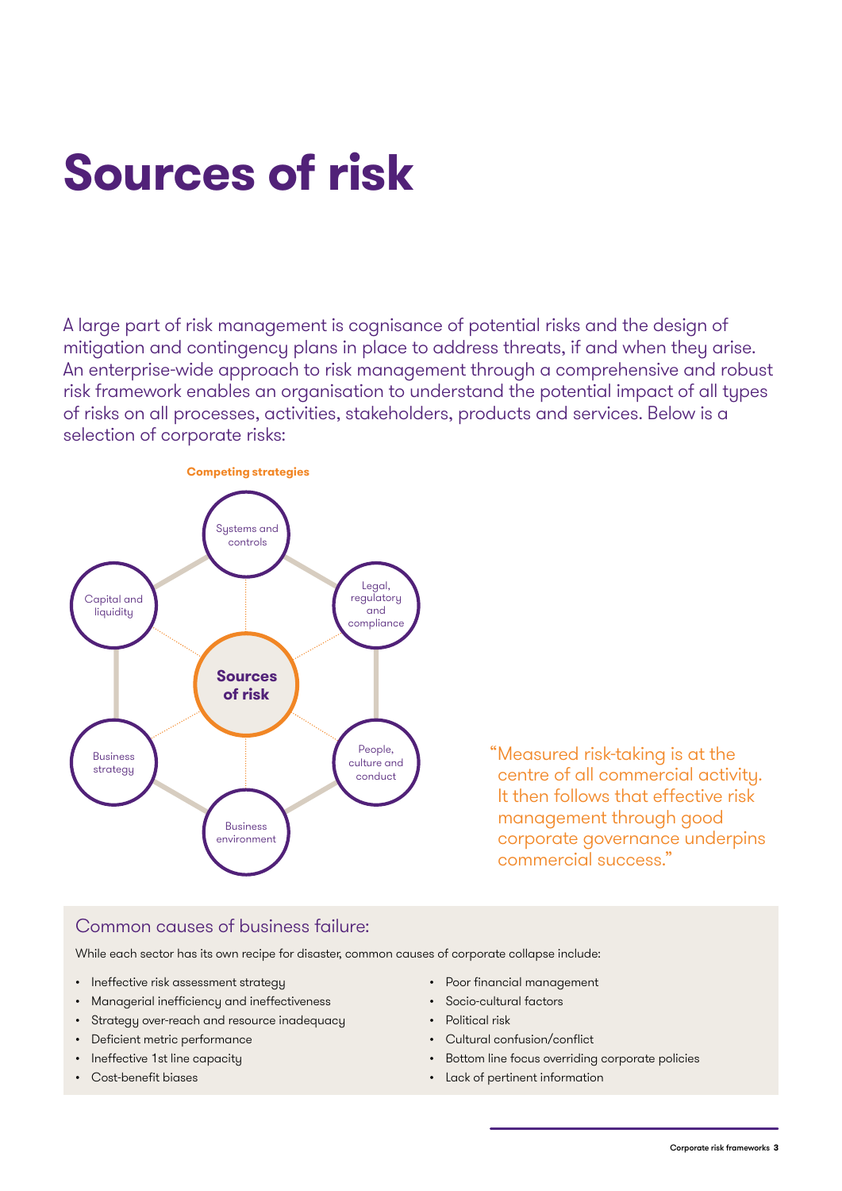# Sources of risk

A large part of risk management is cognisance of potential risks and the design of mitigation and contingency plans in place to address threats, if and when they arise. An enterprise-wide approach to risk management through a comprehensive and robust risk framework enables an organisation to understand the potential impact of all types of risks on all processes, activities, stakeholders, products and services. Below is a selection of corporate risks:

**Competing strategies**

**Sources of risk**

- Systems and controls
- Legal, regulatory and compliance
- People, culture and conduct
- Business environment
- Business strategy
- Capital and liquidity

"Measured risk-taking is at the centre of all commercial activity. It then follows that effective risk management through good corporate governance underpins commercial success."

## Common causes of business failure:

While each sector has its own recipe for disaster, common causes of corporate collapse include:

- Ineffective risk assessment strategy
- Managerial inefficiency and ineffectiveness
- Strategy over-reach and resource inadequacy
- Deficient metric performance
- Ineffective 1st line capacity
- Cost-benefit biases
- Poor financial management
- Socio-cultural factors
- Political risk
- Cultural confusion/conflict
- Bottom line focus overriding corporate policies
- Lack of pertinent information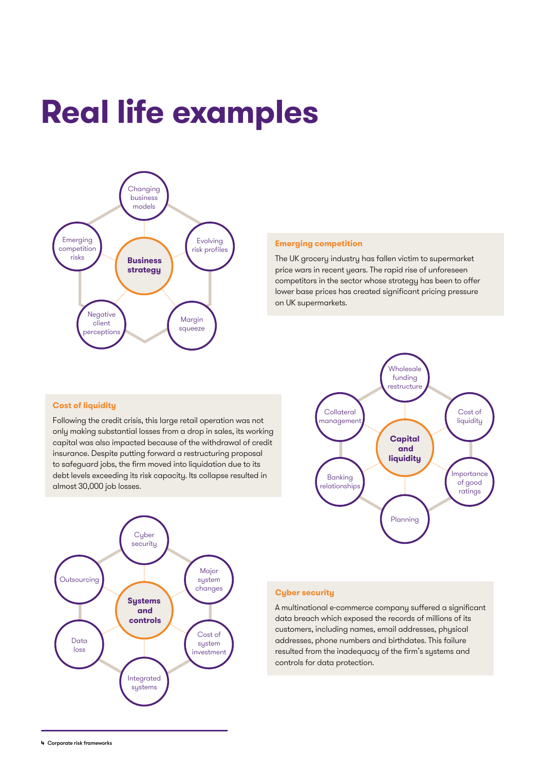# Real life examples

**Business strategy**

- Changing business models
- Evolving risk profiles
- Margin squeeze
- Negative client perceptions
- Emerging competition risks

### Emerging competition

The UK grocery industry has fallen victim to supermarket price wars in recent years. The rapid rise of unforeseen competitors in the sector whose strategy has been to offer lower base prices has created significant pricing pressure on UK supermarkets.

**Capital and liquidity**

- Wholesale funding restructure
- Cost of liquidity
- Importance of good ratings
- Planning
- Banking relationships
- Collateral management

### Cost of liquidity

Following the credit crisis, this large retail operation was not only making substantial losses from a drop in sales, its working capital was also impacted because of the withdrawal of credit insurance. Despite putting forward a restructuring proposal to safeguard jobs, the firm moved into liquidation due to its debt levels exceeding its risk capacity. Its collapse resulted in almost 30,000 job losses.

**Systems and controls**

- Cyber security
- Major system changes
- Cost of system investment
- Integrated systems
- Data loss
- Outsourcing

### Cyber security

A multinational e-commerce company suffered a significant data breach which exposed the records of millions of its customers, including names, email addresses, physical addresses, phone numbers and birthdates. This failure resulted from the inadequacy of the firm's systems and controls for data protection.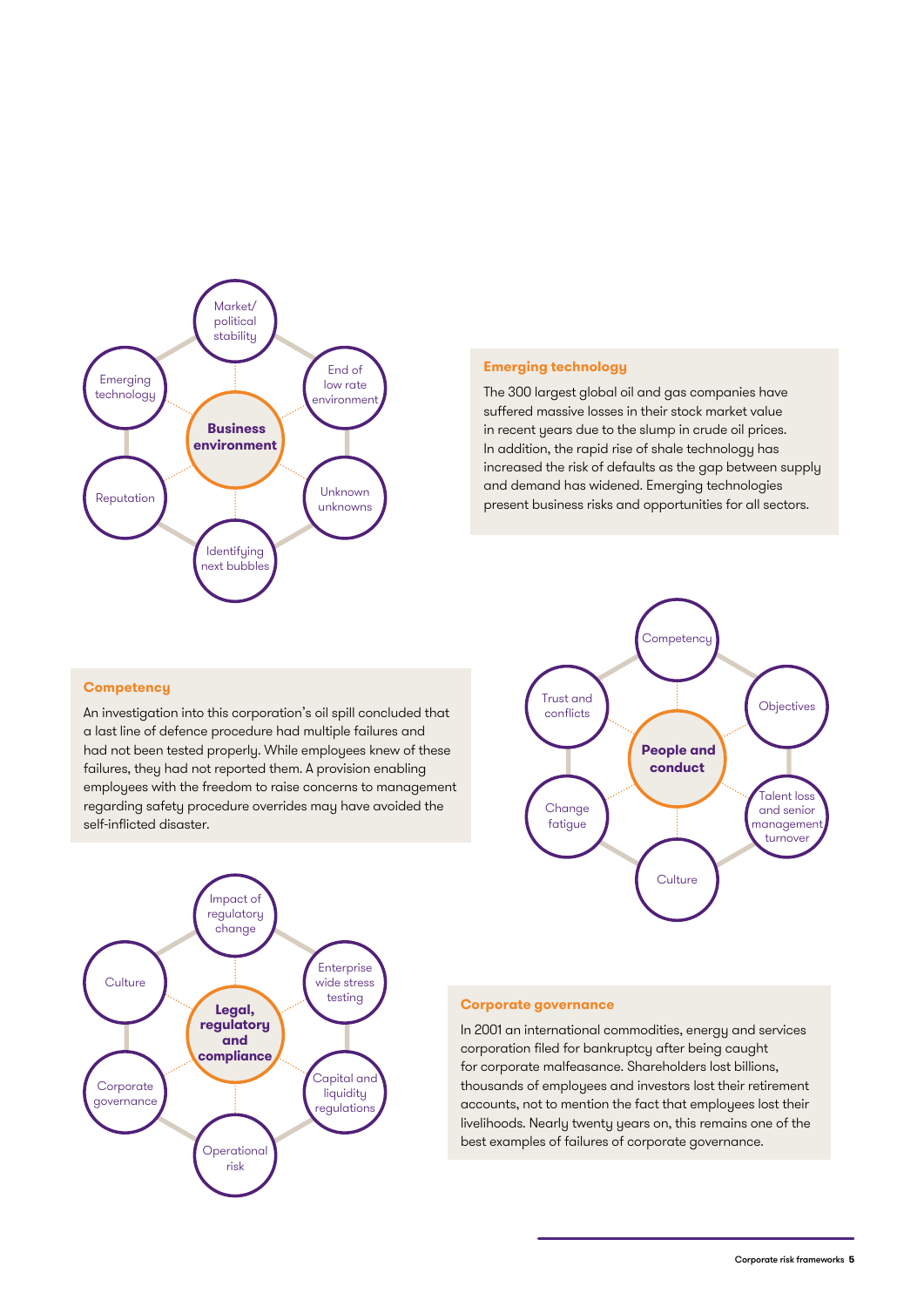**Business environment**

- Market/ political stability
- End of low rate environment
- Unknown unknowns
- Identifying next bubbles
- Reputation
- Emerging technology

### Emerging technology

The 300 largest global oil and gas companies have suffered massive losses in their stock market value in recent years due to the slump in crude oil prices. In addition, the rapid rise of shale technology has increased the risk of defaults as the gap between supply and demand has widened. Emerging technologies present business risks and opportunities for all sectors.

### Competency

An investigation into this corporation's oil spill concluded that a last line of defence procedure had multiple failures and had not been tested properly. While employees knew of these failures, they had not reported them. A provision enabling employees with the freedom to raise concerns to management regarding safety procedure overrides may have avoided the self-inflicted disaster.

**People and conduct**

- Competency
- Objectives
- Talent loss and senior management turnover
- Culture
- Change fatigue
- Trust and conflicts

**Legal, regulatory and compliance**

- Impact of regulatory change
- Enterprise wide stress testing
- Capital and liquidity regulations
- Operational risk
- Corporate governance
- Culture

### Corporate governance

In 2001 an international commodities, energy and services corporation filed for bankruptcy after being caught for corporate malfeasance. Shareholders lost billions, thousands of employees and investors lost their retirement accounts, not to mention the fact that employees lost their livelihoods. Nearly twenty years on, this remains one of the best examples of failures of corporate governance.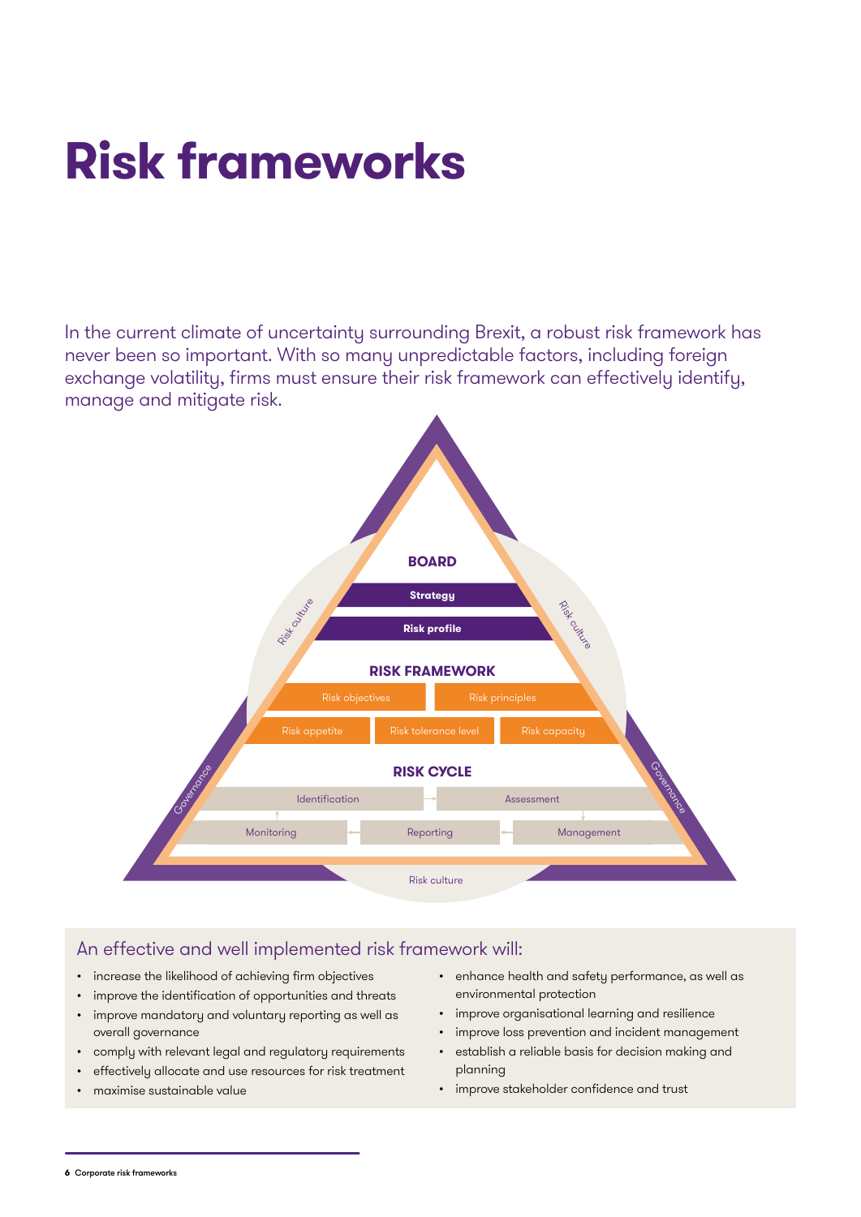# Risk frameworks

In the current climate of uncertainty surrounding Brexit, a robust risk framework has never been so important. With so many unpredictable factors, including foreign exchange volatility, firms must ensure their risk framework can effectively identify, manage and mitigate risk.

**BOARD**

- Strategy
- Risk profile

**RISK FRAMEWORK**

- Risk objectives
- Risk principles
- Risk appetite
- Risk tolerance level
- Risk capacity

**RISK CYCLE**

- Identification
- Assessment
- Management
- Reporting
- Monitoring

Risk culture

Governance

## An effective and well implemented risk framework will:

- increase the likelihood of achieving firm objectives
- improve the identification of opportunities and threats
- improve mandatory and voluntary reporting as well as overall governance
- comply with relevant legal and regulatory requirements
- effectively allocate and use resources for risk treatment
- maximise sustainable value
- enhance health and safety performance, as well as environmental protection
- improve organisational learning and resilience
- improve loss prevention and incident management
- establish a reliable basis for decision making and planning
- improve stakeholder confidence and trust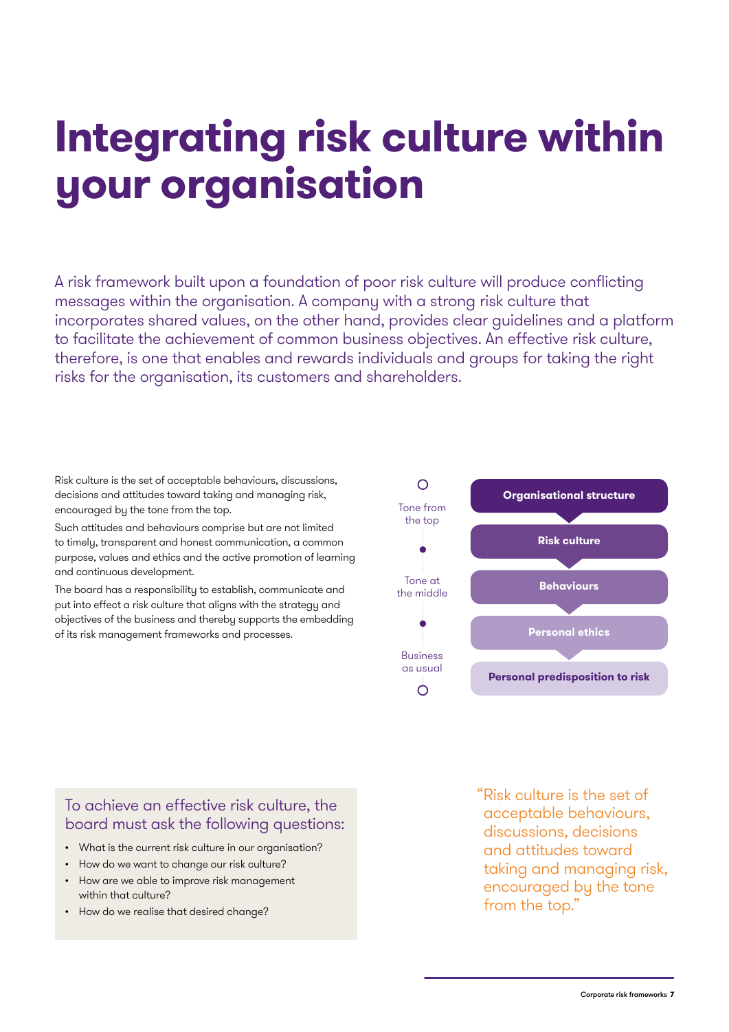# Integrating risk culture within your organisation

A risk framework built upon a foundation of poor risk culture will produce conflicting messages within the organisation. A company with a strong risk culture that incorporates shared values, on the other hand, provides clear guidelines and a platform to facilitate the achievement of common business objectives. An effective risk culture, therefore, is one that enables and rewards individuals and groups for taking the right risks for the organisation, its customers and shareholders.

Risk culture is the set of acceptable behaviours, discussions, decisions and attitudes toward taking and managing risk, encouraged by the tone from the top.

Such attitudes and behaviours comprise but are not limited to timely, transparent and honest communication, a common purpose, values and ethics and the active promotion of learning and continuous development.

The board has a responsibility to establish, communicate and put into effect a risk culture that aligns with the strategy and objectives of the business and thereby supports the embedding of its risk management frameworks and processes.

Tone from the top

Tone at the middle

Business as usual

**Organisational structure**

**Risk culture**

**Behaviours**

**Personal ethics**

**Personal predisposition to risk**

## To achieve an effective risk culture, the board must ask the following questions:

- What is the current risk culture in our organisation?
- How do we want to change our risk culture?
- How are we able to improve risk management within that culture?
- How do we realise that desired change?

"Risk culture is the set of acceptable behaviours, discussions, decisions and attitudes toward taking and managing risk, encouraged by the tone from the top."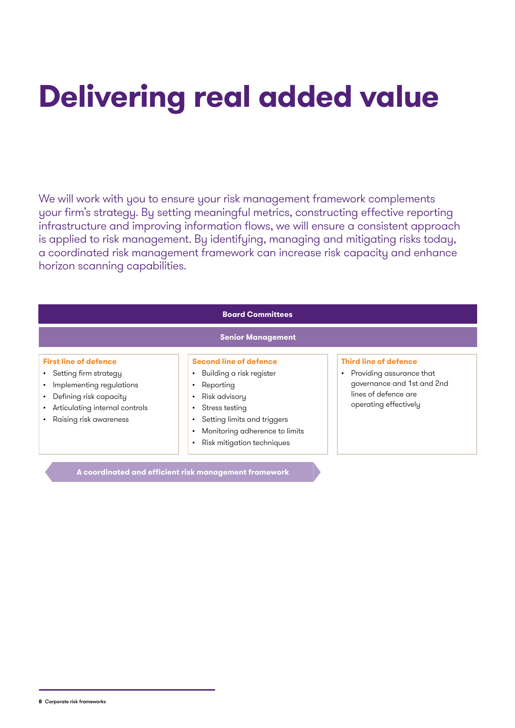# Delivering real added value

We will work with you to ensure your risk management framework complements your firm's strategy. By setting meaningful metrics, constructing effective reporting infrastructure and improving information flows, we will ensure a consistent approach is applied to risk management. By identifying, managing and mitigating risks today, a coordinated risk management framework can increase risk capacity and enhance horizon scanning capabilities.

**Board Committees**

**Senior Management**

**First line of defence**

- Setting firm strategy
- Implementing regulations
- Defining risk capacity
- Articulating internal controls
- Raising risk awareness

**Second line of defence**

- Building a risk register
- Reporting
- Risk advisory
- Stress testing
- Setting limits and triggers
- Monitoring adherence to limits
- Risk mitigation techniques

**Third line of defence**

- Providing assurance that governance and 1st and 2nd lines of defence are operating effectively

**A coordinated and efficient risk management framework**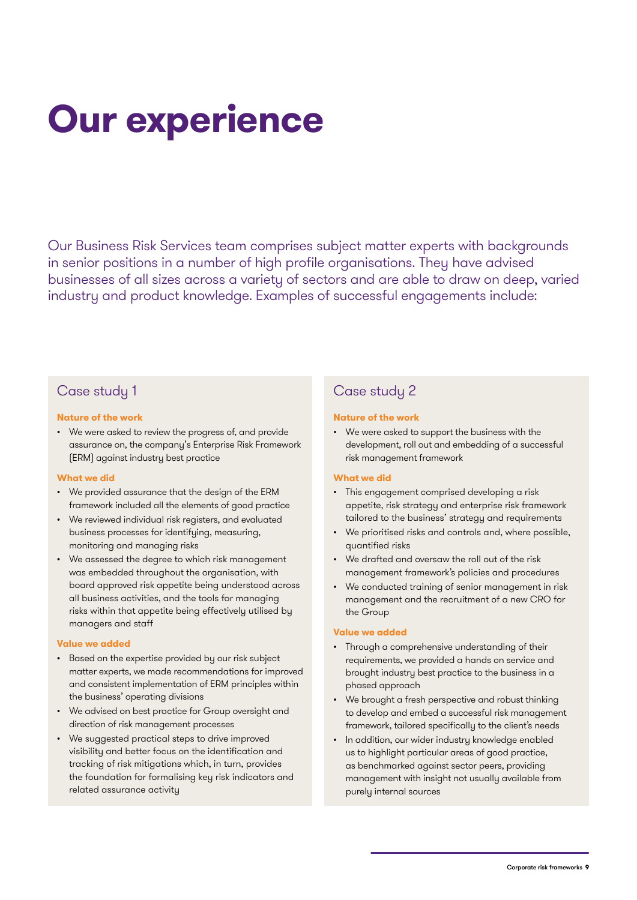# Our experience

Our Business Risk Services team comprises subject matter experts with backgrounds in senior positions in a number of high profile organisations. They have advised businesses of all sizes across a variety of sectors and are able to draw on deep, varied industry and product knowledge. Examples of successful engagements include:

## Case study 1

**Nature of the work**

- We were asked to review the progress of, and provide assurance on, the company's Enterprise Risk Framework (ERM) against industry best practice

**What we did**

- We provided assurance that the design of the ERM framework included all the elements of good practice
- We reviewed individual risk registers, and evaluated business processes for identifying, measuring, monitoring and managing risks
- We assessed the degree to which risk management was embedded throughout the organisation, with board approved risk appetite being understood across all business activities, and the tools for managing risks within that appetite being effectively utilised by managers and staff

**Value we added**

- Based on the expertise provided by our risk subject matter experts, we made recommendations for improved and consistent implementation of ERM principles within the business' operating divisions
- We advised on best practice for Group oversight and direction of risk management processes
- We suggested practical steps to drive improved visibility and better focus on the identification and tracking of risk mitigations which, in turn, provides the foundation for formalising key risk indicators and related assurance activity

## Case study 2

**Nature of the work**

- We were asked to support the business with the development, roll out and embedding of a successful risk management framework

**What we did**

- This engagement comprised developing a risk appetite, risk strategy and enterprise risk framework tailored to the business' strategy and requirements
- We prioritised risks and controls and, where possible, quantified risks
- We drafted and oversaw the roll out of the risk management framework's policies and procedures
- We conducted training of senior management in risk management and the recruitment of a new CRO for the Group

**Value we added**

- Through a comprehensive understanding of their requirements, we provided a hands on service and brought industry best practice to the business in a phased approach
- We brought a fresh perspective and robust thinking to develop and embed a successful risk management framework, tailored specifically to the client's needs
- In addition, our wider industry knowledge enabled us to highlight particular areas of good practice, as benchmarked against sector peers, providing management with insight not usually available from purely internal sources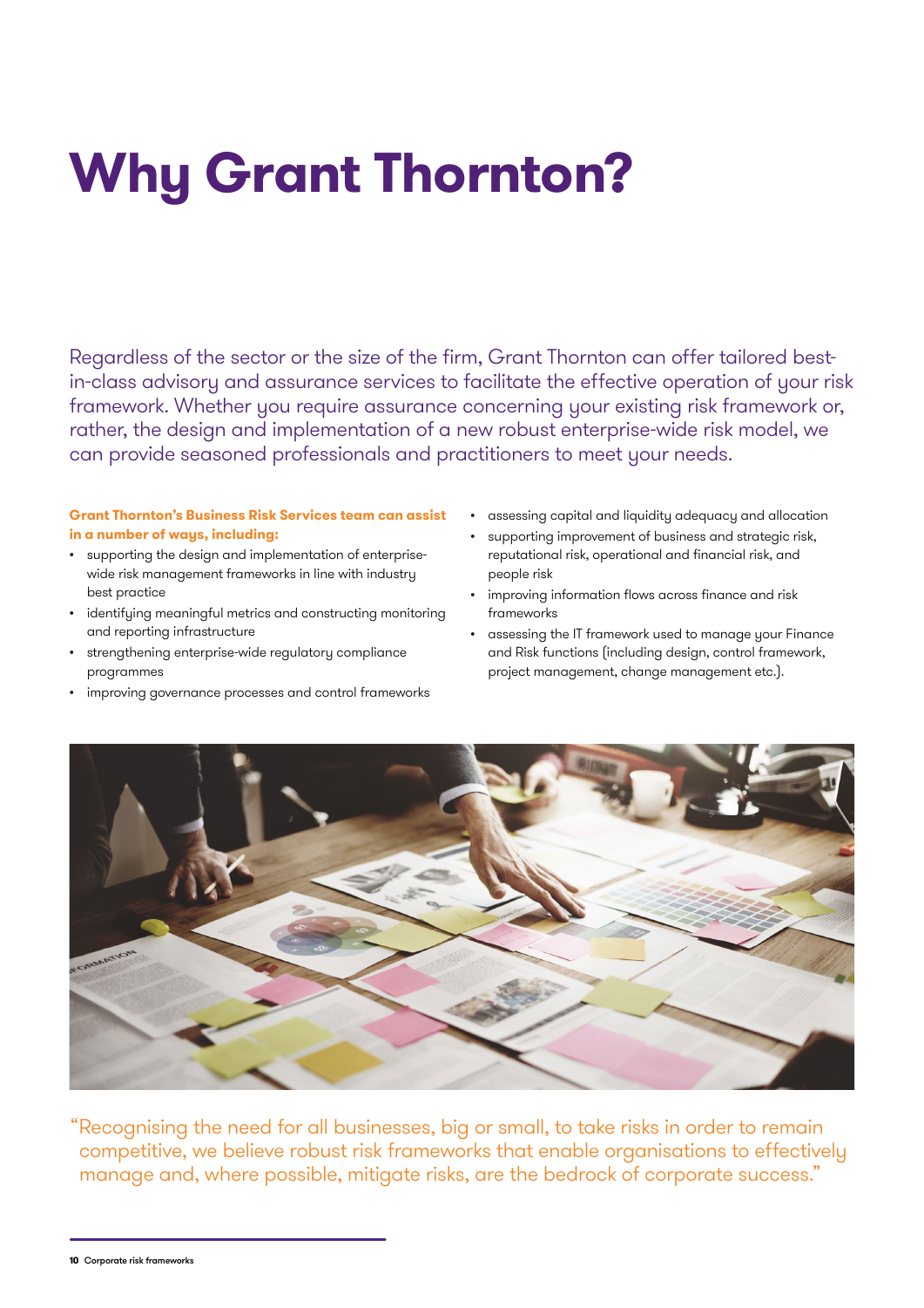# Why Grant Thornton?

Regardless of the sector or the size of the firm, Grant Thornton can offer tailored best-in-class advisory and assurance services to facilitate the effective operation of your risk framework. Whether you require assurance concerning your existing risk framework or, rather, the design and implementation of a new robust enterprise-wide risk model, we can provide seasoned professionals and practitioners to meet your needs.

**Grant Thornton's Business Risk Services team can assist in a number of ways, including:**

- supporting the design and implementation of enterprise-wide risk management frameworks in line with industry best practice
- identifying meaningful metrics and constructing monitoring and reporting infrastructure
- strengthening enterprise-wide regulatory compliance programmes
- improving governance processes and control frameworks
- assessing capital and liquidity adequacy and allocation
- supporting improvement of business and strategic risk, reputational risk, operational and financial risk, and people risk
- improving information flows across finance and risk frameworks
- assessing the IT framework used to manage your Finance and Risk functions (including design, control framework, project management, change management etc.).

"Recognising the need for all businesses, big or small, to take risks in order to remain competitive, we believe robust risk frameworks that enable organisations to effectively manage and, where possible, mitigate risks, are the bedrock of corporate success."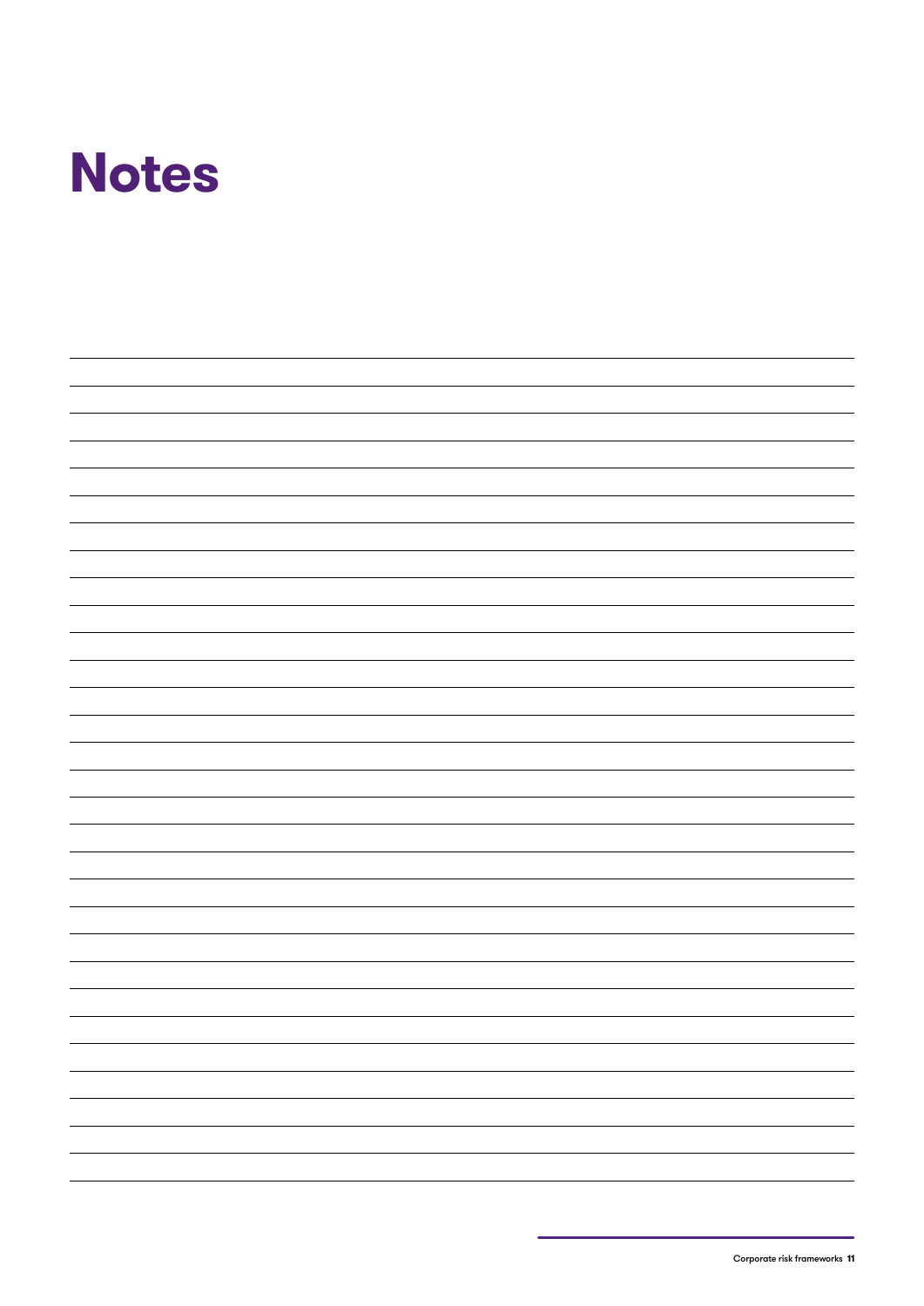# Notes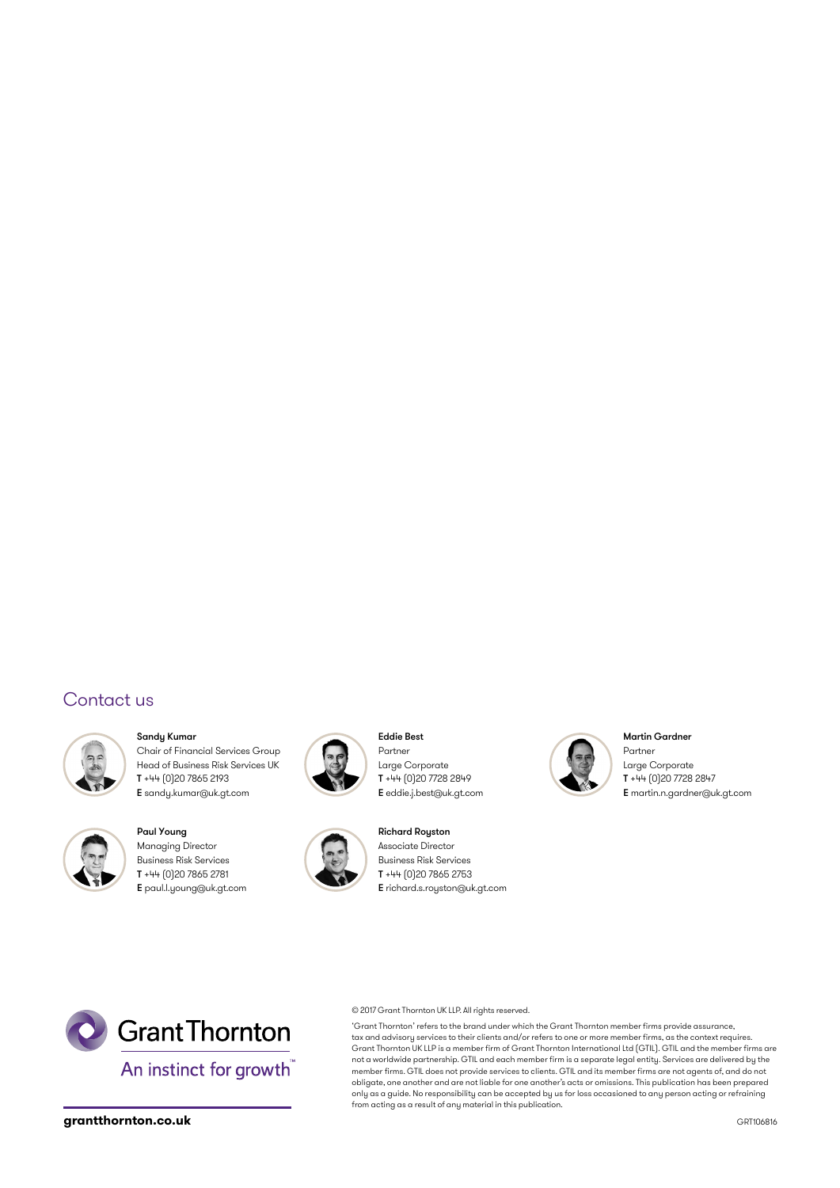## Contact us

**Sandy Kumar**
Chair of Financial Services Group
Head of Business Risk Services UK
**T** +44 (0)20 7865 2193
**E** sandy.kumar@uk.gt.com

**Eddie Best**
Partner
Large Corporate
**T** +44 (0)20 7728 2849
**E** eddie.j.best@uk.gt.com

**Martin Gardner**
Partner
Large Corporate
**T** +44 (0)20 7728 2847
**E** martin.n.gardner@uk.gt.com

**Paul Young**
Managing Director
Business Risk Services
**T** +44 (0)20 7865 2781
**E** paul.l.young@uk.gt.com

**Richard Royston**
Associate Director
Business Risk Services
**T** +44 (0)20 7865 2753
**E** richard.s.royston@uk.gt.com

Grant Thornton
An instinct for growth™

© 2017 Grant Thornton UK LLP. All rights reserved.

'Grant Thornton' refers to the brand under which the Grant Thornton member firms provide assurance, tax and advisory services to their clients and/or refers to one or more member firms, as the context requires. Grant Thornton UK LLP is a member firm of Grant Thornton International Ltd (GTIL). GTIL and the member firms are not a worldwide partnership. GTIL and each member firm is a separate legal entity. Services are delivered by the member firms. GTIL does not provide services to clients. GTIL and its member firms are not agents of, and do not obligate, one another and are not liable for one another's acts or omissions. This publication has been prepared only as a guide. No responsibility can be accepted by us for loss occasioned to any person acting or refraining from acting as a result of any material in this publication.

**grantthornton.co.uk**

GRT106816